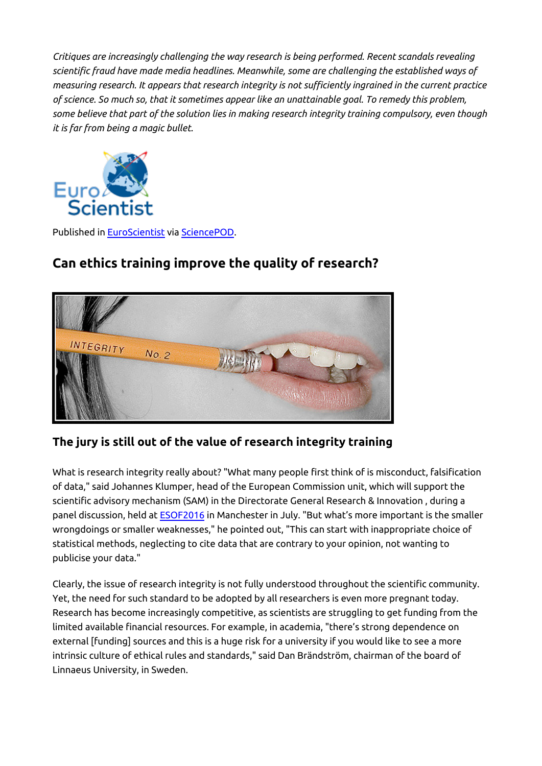*Critiques are increasingly challenging the way research is being performed. Recent scandals revealing scientific fraud have made media headlines. Meanwhile, some are challenging the established ways of measuring research. It appears that research integrity is not sufficiently ingrained in the current practice of science. So much so, that it sometimes appear like an unattainable goal. To remedy this problem, some believe that part of the solution lies in making research integrity training compulsory, even though it is far from being a magic bullet.*

Published in EuroScientist via SciencePOD.

## Can ethics training improve the quality of research?

### The jury is still out of the value of research integrity training

What is research integrity really about? "What many people first think of is misconduct, falsification of data," said Johannes Klumper, head of the European Commission unit, which will support the scientific advisory mechanism (SAM) in the Directorate General Research & Innovation , during a panel discussion, held at ESOF2016 in Manchester in July. "But what's more important is the smaller wrongdoings or smaller weaknesses," he pointed out, "This can start with inappropriate choice of statistical methods, neglecting to cite data that are contrary to your opinion, not wanting to publicise your data."

Clearly, the issue of research integrity is not fully understood throughout the scientific community. Yet, the need for such standard to be adopted by all researchers is even more pregnant today. Research has become increasingly competitive, as scientists are struggling to get funding from the limited available financial resources. For example, in academia, "there's strong dependence on external [funding] sources and this is a huge risk for a university if you would like to see a more intrinsic culture of ethical rules and standards," said Dan Brändström, chairman of the board of Linnaeus University, in Sweden.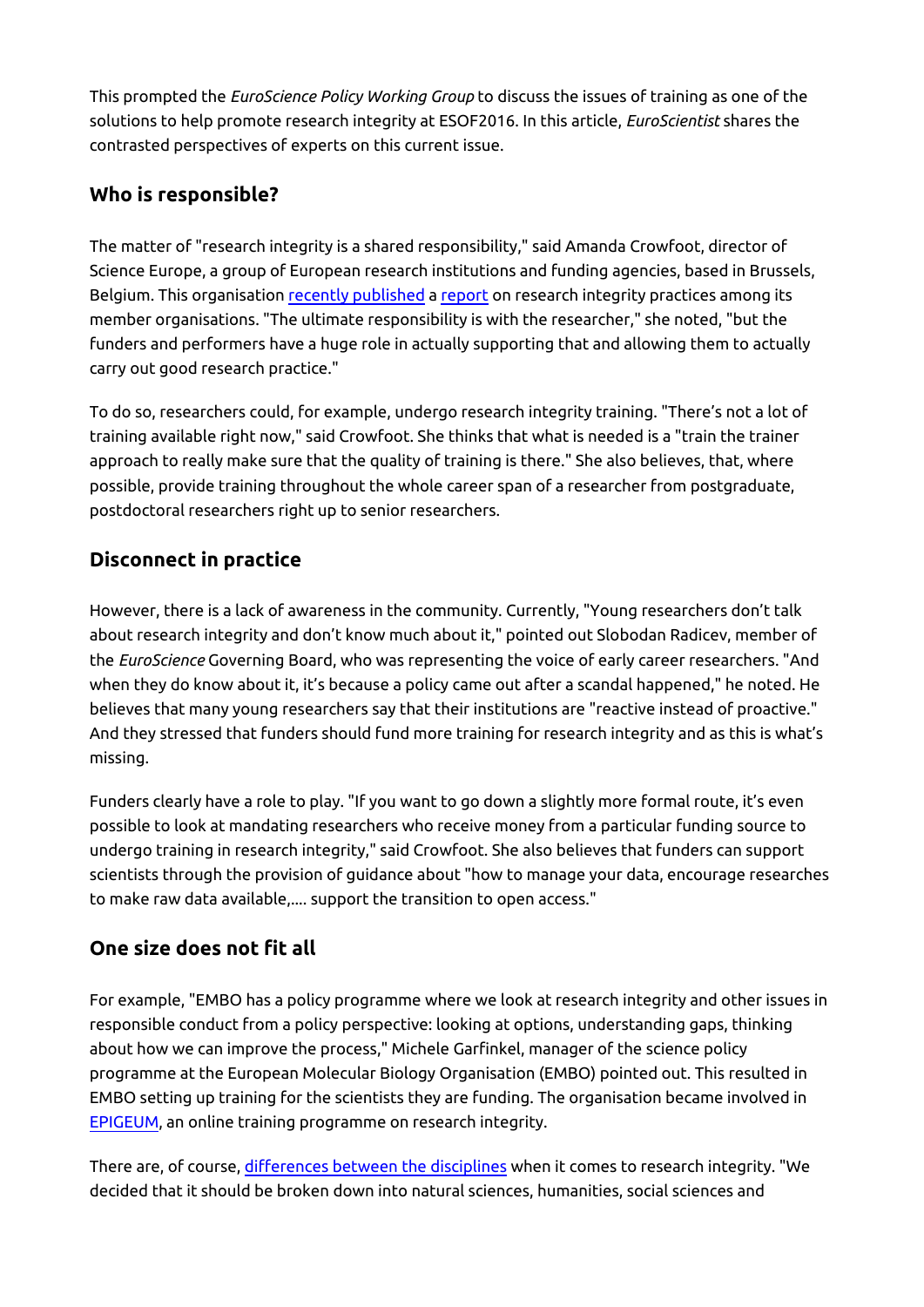This prompted the *EuroScience Policy Working Group* to discuss the issues of training as one of the solutions to help promote research integrity at ESOF2016. In this article, *EuroScientist* shares the contrasted perspectives of experts on this current issue.

## Who is responsible?

The matter of "research integrity is a shared responsibility," said Amanda Crowfoot, director of Science Europe, a group of European research institutions and funding agencies, based in Brussels, Belgium. This organisation recently published a report on research integrity practices among its member organisations. "The ultimate responsibility is with the researcher," she noted, "but the funders and performers have a huge role in actually supporting that and allowing them to actually carry out good research practice."

To do so, researchers could, for example, undergo research integrity training. "There's not a lot of training available right now," said Crowfoot. She thinks that what is needed is a "train the trainer approach to really make sure that the quality of training is there." She also believes, that, where possible, provide training throughout the whole career span of a researcher from postgraduate, postdoctoral researchers right up to senior researchers.

## Disconnect in practice

However, there is a lack of awareness in the community. Currently, "Young researchers don't talk about research integrity and don't know much about it," pointed out Slobodan Radicev, member of the *EuroScience* Governing Board, who was representing the voice of early career researchers. "And when they do know about it, it's because a policy came out after a scandal happened," he noted. He believes that many young researchers say that their institutions are "reactive instead of proactive." And they stressed that funders should fund more training for research integrity and as this is what's missing.

Funders clearly have a role to play. "If you want to go down a slightly more formal route, it's even possible to look at mandating researchers who receive money from a particular funding source to undergo training in research integrity," said Crowfoot. She also believes that funders can support scientists through the provision of guidance about "how to manage your data, encourage researches to make raw data available,…. support the transition to open access."

## One size does not fit all

For example, "EMBO has a policy programme where we look at research integrity and other issues in responsible conduct from a policy perspective: looking at options, understanding gaps, thinking about how we can improve the process," Michele Garfinkel, manager of the science policy programme at the European Molecular Biology Organisation (EMBO) pointed out. This resulted in EMBO setting up training for the scientists they are funding. The organisation became involved in EPIGEUM, an online training programme on research integrity.

There are, of course, differences between the disciplines when it comes to research integrity. "We decided that it should be broken down into natural sciences, humanities, social sciences and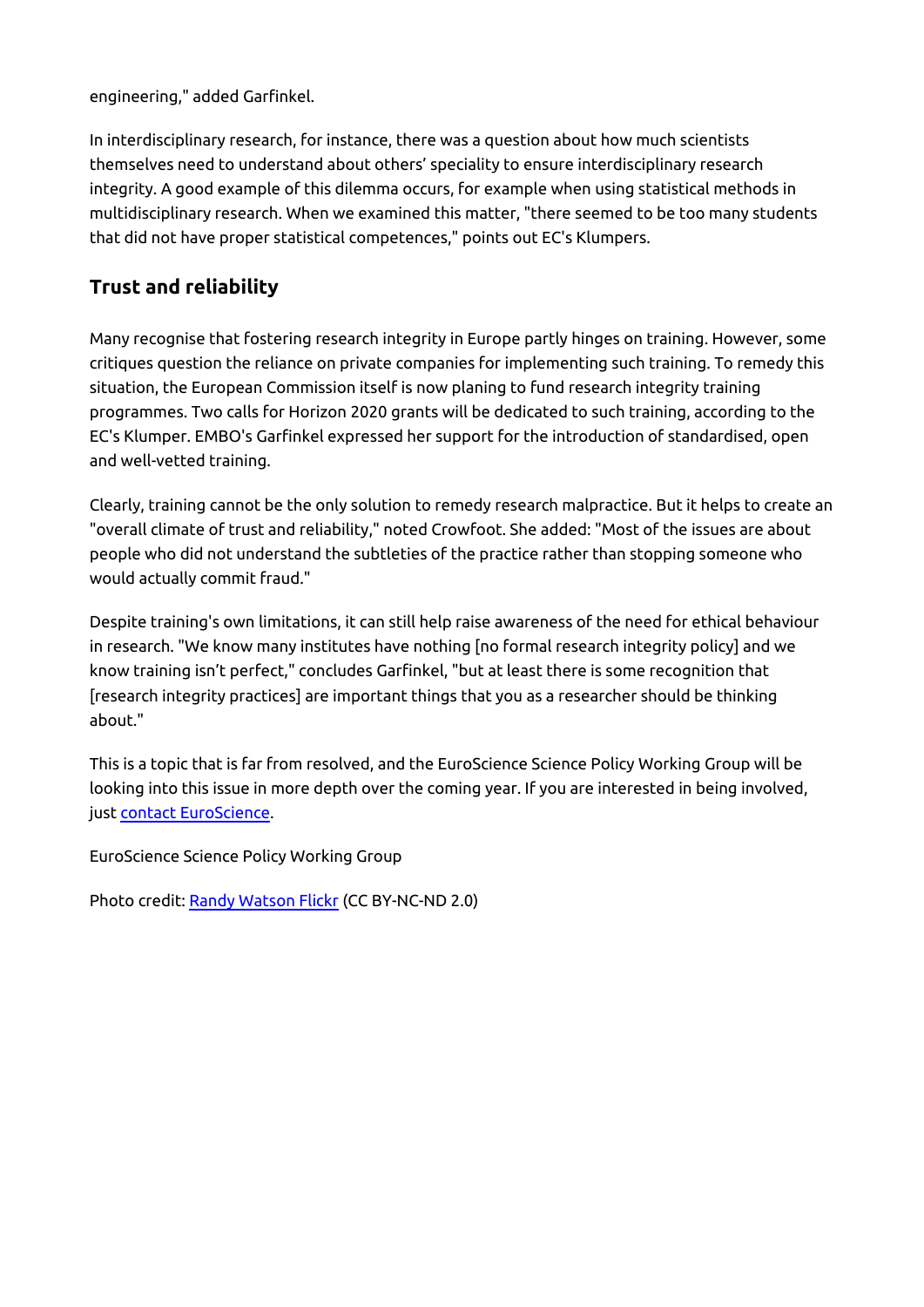engineering," added Garfinkel.

In interdisciplinary research, for instance, there was a question about how much scientists themselves need to understand about others' speciality to ensure interdisciplinary research integrity. A good example of this dilemma occurs, for example when using statistical methods in multidisciplinary research. When we examined this matter, "there seemed to be too many students that did not have proper statistical competences," points out EC's Klumpers.

## Trust and reliability

Many recognise that fostering research integrity in Europe partly hinges on training. However, some critiques question the reliance on private companies for implementing such training. To remedy this situation, the European Commission itself is now planing to fund research integrity training programmes. Two calls for Horizon 2020 grants will be dedicated to such training, according to the EC's Klumper. EMBO's Garfinkel expressed her support for the introduction of standardised, open and well-vetted training.

Clearly, training cannot be the only solution to remedy research malpractice. But it helps to create an "overall climate of trust and reliability," noted Crowfoot. She added: "Most of the issues are about people who did not understand the subtleties of the practice rather than stopping someone who would actually commit fraud."

Despite training's own limitations, it can still help raise awareness of the need for ethical behaviour in research. "We know many institutes have nothing [no formal research integrity policy] and we know training isn't perfect," concludes Garfinkel, "but at least there is some recognition that [research integrity practices] are important things that you as a researcher should be thinking about."

This is a topic that is far from resolved, and the EuroScience Science Policy Working Group will be looking into this issue in more depth over the coming year. If you are interested in being involved, just contact EuroScience.

EuroScience Science Policy Working Group

Photo credit: Randy Watson Flickr (CC BY-NC-ND 2.0)